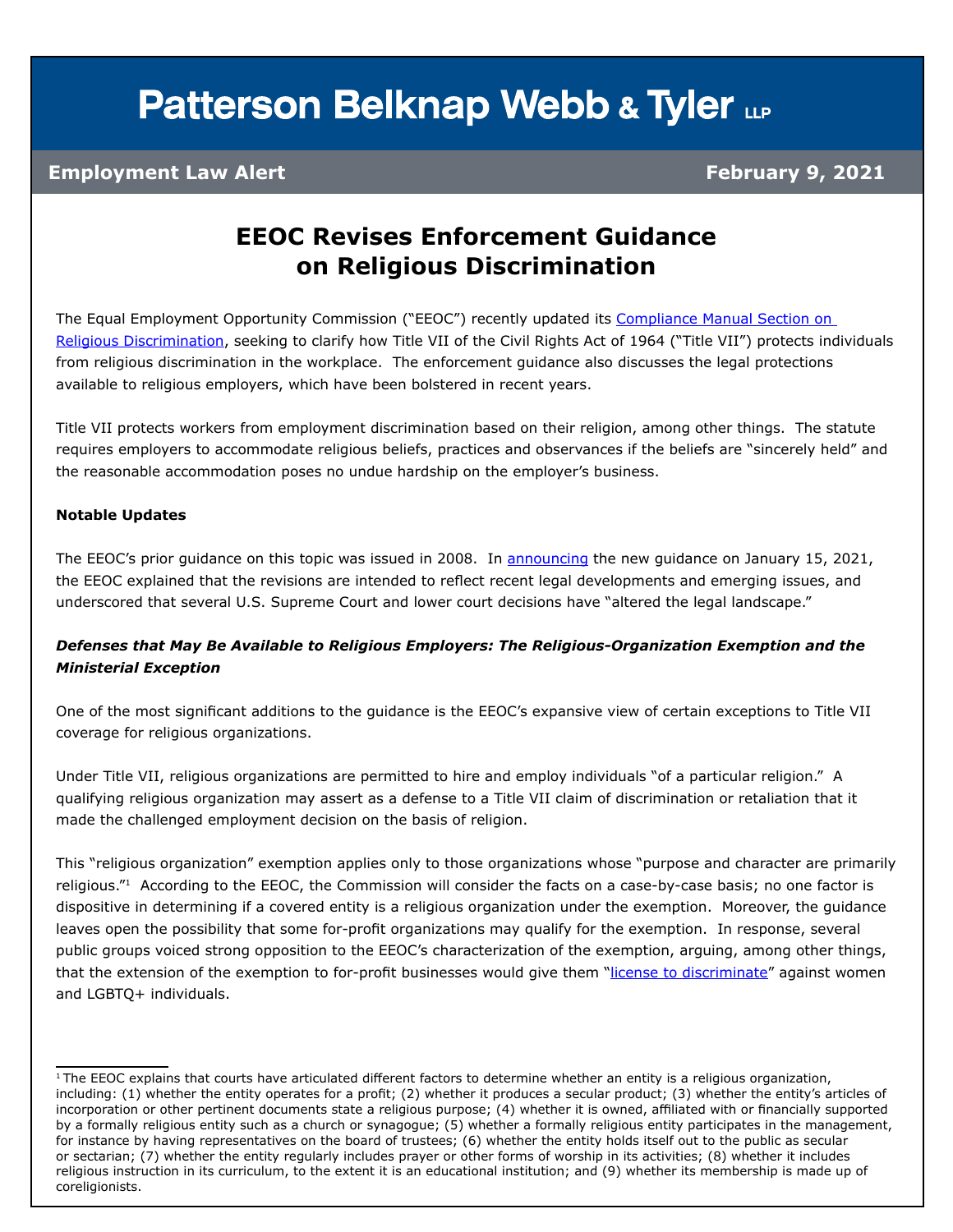# Patterson Belknap Webb & Tyler LLP

**Employment Law Alert** **February 9, 2021**

## EEOC Revises Enforcement Guidance on Religious Discrimination

The Equal Employment Opportunity Commission ("EEOC") recently updated its Compliance Manual Section on Religious Discrimination, seeking to clarify how Title VII of the Civil Rights Act of 1964 ("Title VII") protects individuals from religious discrimination in the workplace. The enforcement guidance also discusses the legal protections available to religious employers, which have been bolstered in recent years.

Title VII protects workers from employment discrimination based on their religion, among other things. The statute requires employers to accommodate religious beliefs, practices and observances if the beliefs are "sincerely held" and the reasonable accommodation poses no undue hardship on the employer's business.

**Notable Updates**

The EEOC's prior guidance on this topic was issued in 2008. In announcing the new guidance on January 15, 2021, the EEOC explained that the revisions are intended to reflect recent legal developments and emerging issues, and underscored that several U.S. Supreme Court and lower court decisions have "altered the legal landscape."

***Defenses that May Be Available to Religious Employers: The Religious-Organization Exemption and the Ministerial Exception***

One of the most significant additions to the guidance is the EEOC's expansive view of certain exceptions to Title VII coverage for religious organizations.

Under Title VII, religious organizations are permitted to hire and employ individuals "of a particular religion." A qualifying religious organization may assert as a defense to a Title VII claim of discrimination or retaliation that it made the challenged employment decision on the basis of religion.

This "religious organization" exemption applies only to those organizations whose "purpose and character are primarily religious."[1] According to the EEOC, the Commission will consider the facts on a case-by-case basis; no one factor is dispositive in determining if a covered entity is a religious organization under the exemption. Moreover, the guidance leaves open the possibility that some for-profit organizations may qualify for the exemption. In response, several public groups voiced strong opposition to the EEOC's characterization of the exemption, arguing, among other things, that the extension of the exemption to for-profit businesses would give them "license to discriminate" against women and LGBTQ+ individuals.

---

[1] The EEOC explains that courts have articulated different factors to determine whether an entity is a religious organization, including: (1) whether the entity operates for a profit; (2) whether it produces a secular product; (3) whether the entity's articles of incorporation or other pertinent documents state a religious purpose; (4) whether it is owned, affiliated with or financially supported by a formally religious entity such as a church or synagogue; (5) whether a formally religious entity participates in the management, for instance by having representatives on the board of trustees; (6) whether the entity holds itself out to the public as secular or sectarian; (7) whether the entity regularly includes prayer or other forms of worship in its activities; (8) whether it includes religious instruction in its curriculum, to the extent it is an educational institution; and (9) whether its membership is made up of coreligionists.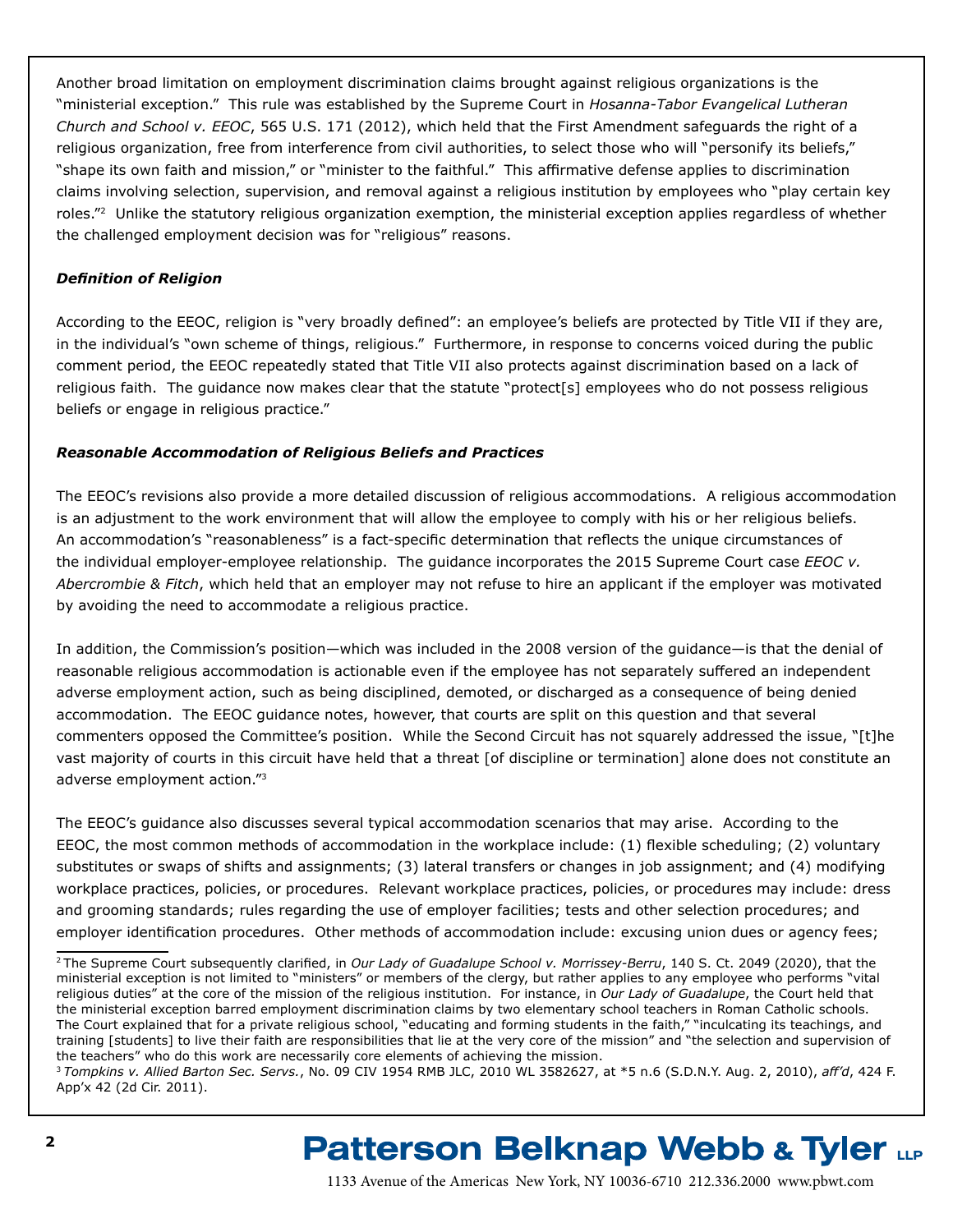Another broad limitation on employment discrimination claims brought against religious organizations is the "ministerial exception." This rule was established by the Supreme Court in *Hosanna-Tabor Evangelical Lutheran Church and School v. EEOC*, 565 U.S. 171 (2012), which held that the First Amendment safeguards the right of a religious organization, free from interference from civil authorities, to select those who will "personify its beliefs," "shape its own faith and mission," or "minister to the faithful." This affirmative defense applies to discrimination claims involving selection, supervision, and removal against a religious institution by employees who "play certain key roles."[2] Unlike the statutory religious organization exemption, the ministerial exception applies regardless of whether the challenged employment decision was for "religious" reasons.

***Definition of Religion***

According to the EEOC, religion is "very broadly defined": an employee's beliefs are protected by Title VII if they are, in the individual's "own scheme of things, religious." Furthermore, in response to concerns voiced during the public comment period, the EEOC repeatedly stated that Title VII also protects against discrimination based on a lack of religious faith. The guidance now makes clear that the statute "protect[s] employees who do not possess religious beliefs or engage in religious practice."

***Reasonable Accommodation of Religious Beliefs and Practices***

The EEOC's revisions also provide a more detailed discussion of religious accommodations. A religious accommodation is an adjustment to the work environment that will allow the employee to comply with his or her religious beliefs. An accommodation's "reasonableness" is a fact-specific determination that reflects the unique circumstances of the individual employer-employee relationship. The guidance incorporates the 2015 Supreme Court case *EEOC v. Abercrombie & Fitch*, which held that an employer may not refuse to hire an applicant if the employer was motivated by avoiding the need to accommodate a religious practice.

In addition, the Commission's position—which was included in the 2008 version of the guidance—is that the denial of reasonable religious accommodation is actionable even if the employee has not separately suffered an independent adverse employment action, such as being disciplined, demoted, or discharged as a consequence of being denied accommodation. The EEOC guidance notes, however, that courts are split on this question and that several commenters opposed the Committee's position. While the Second Circuit has not squarely addressed the issue, "[t]he vast majority of courts in this circuit have held that a threat [of discipline or termination] alone does not constitute an adverse employment action."[3]

The EEOC's guidance also discusses several typical accommodation scenarios that may arise. According to the EEOC, the most common methods of accommodation in the workplace include: (1) flexible scheduling; (2) voluntary substitutes or swaps of shifts and assignments; (3) lateral transfers or changes in job assignment; and (4) modifying workplace practices, policies, or procedures. Relevant workplace practices, policies, or procedures may include: dress and grooming standards; rules regarding the use of employer facilities; tests and other selection procedures; and employer identification procedures. Other methods of accommodation include: excusing union dues or agency fees;

---

[2] The Supreme Court subsequently clarified, in *Our Lady of Guadalupe School v. Morrissey-Berru*, 140 S. Ct. 2049 (2020), that the ministerial exception is not limited to "ministers" or members of the clergy, but rather applies to any employee who performs "vital religious duties" at the core of the mission of the religious institution. For instance, in *Our Lady of Guadalupe*, the Court held that the ministerial exception barred employment discrimination claims by two elementary school teachers in Roman Catholic schools. The Court explained that for a private religious school, "educating and forming students in the faith," "inculcating its teachings, and training [students] to live their faith are responsibilities that lie at the very core of the mission" and "the selection and supervision of the teachers" who do this work are necessarily core elements of achieving the mission.

[3] *Tompkins v. Allied Barton Sec. Servs.*, No. 09 CIV 1954 RMB JLC, 2010 WL 3582627, at *5 n.6 (S.D.N.Y. Aug. 2, 2010), *aff'd*, 424 F. App'x 42 (2d Cir. 2011).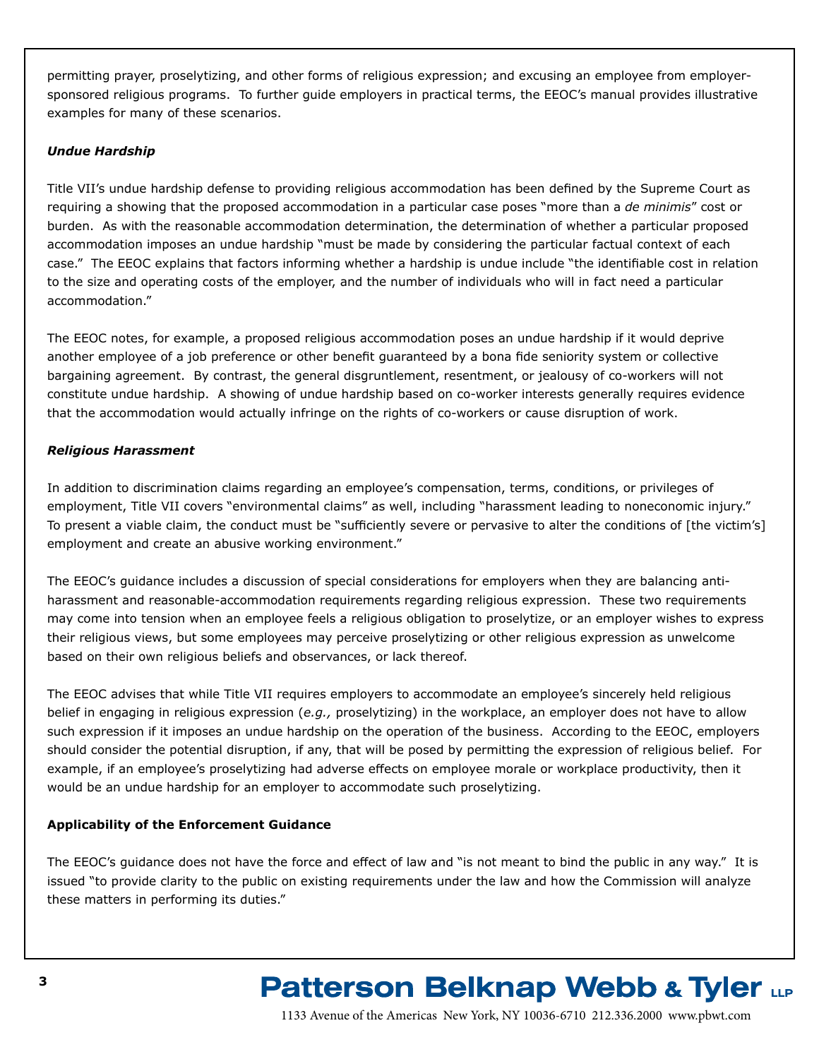permitting prayer, proselytizing, and other forms of religious expression; and excusing an employee from employer-sponsored religious programs. To further guide employers in practical terms, the EEOC's manual provides illustrative examples for many of these scenarios.

***Undue Hardship***

Title VII's undue hardship defense to providing religious accommodation has been defined by the Supreme Court as requiring a showing that the proposed accommodation in a particular case poses "more than a *de minimis*" cost or burden. As with the reasonable accommodation determination, the determination of whether a particular proposed accommodation imposes an undue hardship "must be made by considering the particular factual context of each case." The EEOC explains that factors informing whether a hardship is undue include "the identifiable cost in relation to the size and operating costs of the employer, and the number of individuals who will in fact need a particular accommodation."

The EEOC notes, for example, a proposed religious accommodation poses an undue hardship if it would deprive another employee of a job preference or other benefit guaranteed by a bona fide seniority system or collective bargaining agreement. By contrast, the general disgruntlement, resentment, or jealousy of co-workers will not constitute undue hardship. A showing of undue hardship based on co-worker interests generally requires evidence that the accommodation would actually infringe on the rights of co-workers or cause disruption of work.

***Religious Harassment***

In addition to discrimination claims regarding an employee's compensation, terms, conditions, or privileges of employment, Title VII covers "environmental claims" as well, including "harassment leading to noneconomic injury." To present a viable claim, the conduct must be "sufficiently severe or pervasive to alter the conditions of [the victim's] employment and create an abusive working environment."

The EEOC's guidance includes a discussion of special considerations for employers when they are balancing anti-harassment and reasonable-accommodation requirements regarding religious expression. These two requirements may come into tension when an employee feels a religious obligation to proselytize, or an employer wishes to express their religious views, but some employees may perceive proselytizing or other religious expression as unwelcome based on their own religious beliefs and observances, or lack thereof.

The EEOC advises that while Title VII requires employers to accommodate an employee's sincerely held religious belief in engaging in religious expression (*e.g.,* proselytizing) in the workplace, an employer does not have to allow such expression if it imposes an undue hardship on the operation of the business. According to the EEOC, employers should consider the potential disruption, if any, that will be posed by permitting the expression of religious belief. For example, if an employee's proselytizing had adverse effects on employee morale or workplace productivity, then it would be an undue hardship for an employer to accommodate such proselytizing.

**Applicability of the Enforcement Guidance**

The EEOC's guidance does not have the force and effect of law and "is not meant to bind the public in any way." It is issued "to provide clarity to the public on existing requirements under the law and how the Commission will analyze these matters in performing its duties."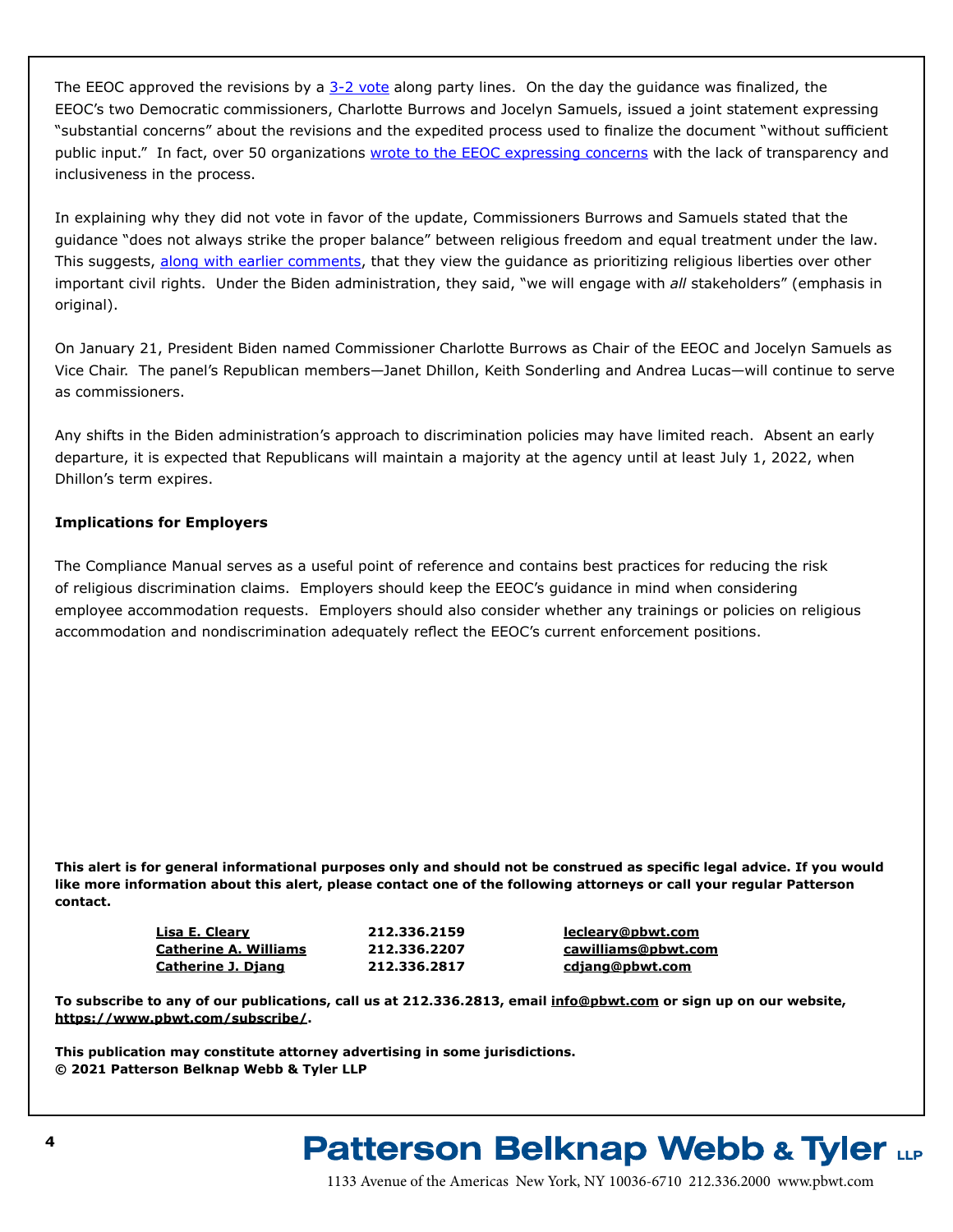The EEOC approved the revisions by a 3-2 vote along party lines. On the day the guidance was finalized, the EEOC's two Democratic commissioners, Charlotte Burrows and Jocelyn Samuels, issued a joint statement expressing "substantial concerns" about the revisions and the expedited process used to finalize the document "without sufficient public input." In fact, over 50 organizations wrote to the EEOC expressing concerns with the lack of transparency and inclusiveness in the process.

In explaining why they did not vote in favor of the update, Commissioners Burrows and Samuels stated that the guidance "does not always strike the proper balance" between religious freedom and equal treatment under the law. This suggests, along with earlier comments, that they view the guidance as prioritizing religious liberties over other important civil rights. Under the Biden administration, they said, "we will engage with *all* stakeholders" (emphasis in original).

On January 21, President Biden named Commissioner Charlotte Burrows as Chair of the EEOC and Jocelyn Samuels as Vice Chair. The panel's Republican members—Janet Dhillon, Keith Sonderling and Andrea Lucas—will continue to serve as commissioners.

Any shifts in the Biden administration's approach to discrimination policies may have limited reach. Absent an early departure, it is expected that Republicans will maintain a majority at the agency until at least July 1, 2022, when Dhillon's term expires.

**Implications for Employers**

The Compliance Manual serves as a useful point of reference and contains best practices for reducing the risk of religious discrimination claims. Employers should keep the EEOC's guidance in mind when considering employee accommodation requests. Employers should also consider whether any trainings or policies on religious accommodation and nondiscrimination adequately reflect the EEOC's current enforcement positions.

**This alert is for general informational purposes only and should not be construed as specific legal advice. If you would like more information about this alert, please contact one of the following attorneys or call your regular Patterson contact.**

| | | |
|---|---|---|
| **Lisa E. Cleary** | **212.336.2159** | **lecleary@pbwt.com** |
| **Catherine A. Williams** | **212.336.2207** | **cawilliams@pbwt.com** |
| **Catherine J. Djang** | **212.336.2817** | **cdjang@pbwt.com** |

**To subscribe to any of our publications, call us at 212.336.2813, email info@pbwt.com or sign up on our website, https://www.pbwt.com/subscribe/.**

**This publication may constitute attorney advertising in some jurisdictions.**
**© 2021 Patterson Belknap Webb & Tyler LLP**

**Patterson Belknap Webb & Tyler LLP**

1133 Avenue of the Americas New York, NY 10036-6710 212.336.2000 www.pbwt.com